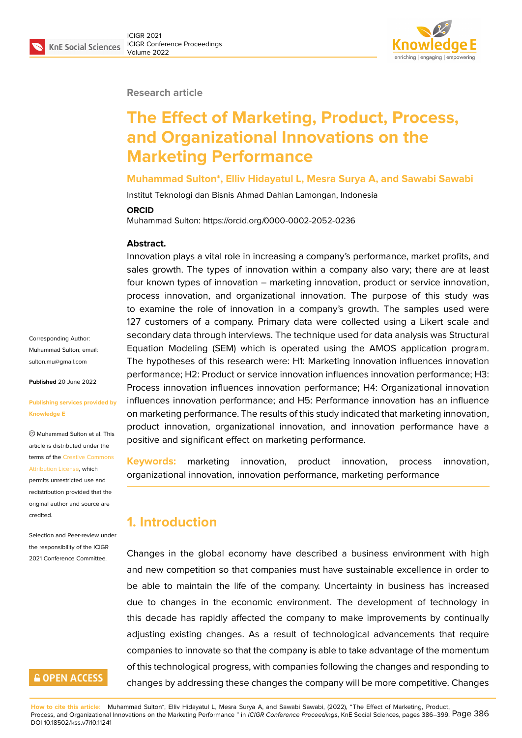Research article

# The Effect of Marketing, Product, Process, and Organizational Innovations on the Marketing Performance

**Muhammad Sulton*, Elliv Hidayatul L, Mesra Surya A, and Sawabi Sawabi**

Institut Teknologi dan Bisnis Ahmad Dahlan Lamongan, Indonesia

**ORCID**

Muhammad Sulton: https://orcid.org/0000-0002-2052-0236

**Abstract.**
Innovation plays a vital role in increasing a company's performance, market profits, and sales growth. The types of innovation within a company also vary; there are at least four known types of innovation – marketing innovation, product or service innovation, process innovation, and organizational innovation. The purpose of this study was to examine the role of innovation in a company's growth. The samples used were 127 customers of a company. Primary data were collected using a Likert scale and secondary data through interviews. The technique used for data analysis was Structural Equation Modeling (SEM) which is operated using the AMOS application program. The hypotheses of this research were: H1: Marketing innovation influences innovation performance; H2: Product or service innovation influences innovation performance; H3: Process innovation influences innovation performance; H4: Organizational innovation influences innovation performance; and H5: Performance innovation has an influence on marketing performance. The results of this study indicated that marketing innovation, product innovation, organizational innovation, and innovation performance have a positive and significant effect on marketing performance.

**Keywords:** marketing innovation, product innovation, process innovation, organizational innovation, innovation performance, marketing performance

Corresponding Author: Muhammad Sulton; email: sulton.mu@gmail.com

**Published** 20 June 2022

**Publishing services provided by Knowledge E**

© Muhammad Sulton et al. This article is distributed under the terms of the Creative Commons Attribution License, which permits unrestricted use and redistribution provided that the original author and source are credited.

Selection and Peer-review under the responsibility of the ICIGR 2021 Conference Committee.

## 1. Introduction

Changes in the global economy have described a business environment with high and new competition so that companies must have sustainable excellence in order to be able to maintain the life of the company. Uncertainty in business has increased due to changes in the economic environment. The development of technology in this decade has rapidly affected the company to make improvements by continually adjusting existing changes. As a result of technological advancements that require companies to innovate so that the company is able to take advantage of the momentum of this technological progress, with companies following the changes and responding to changes by addressing these changes the company will be more competitive. Changes

**How to cite this article:** Muhammad Sulton*, Elliv Hidayatul L, Mesra Surya A, and Sawabi Sawabi, (2022), "The Effect of Marketing, Product, Process, and Organizational Innovations on the Marketing Performance " in *ICIGR Conference Proceedings*, KnE Social Sciences, pages 386–399. DOI 10.18502/kss.v7i10.11241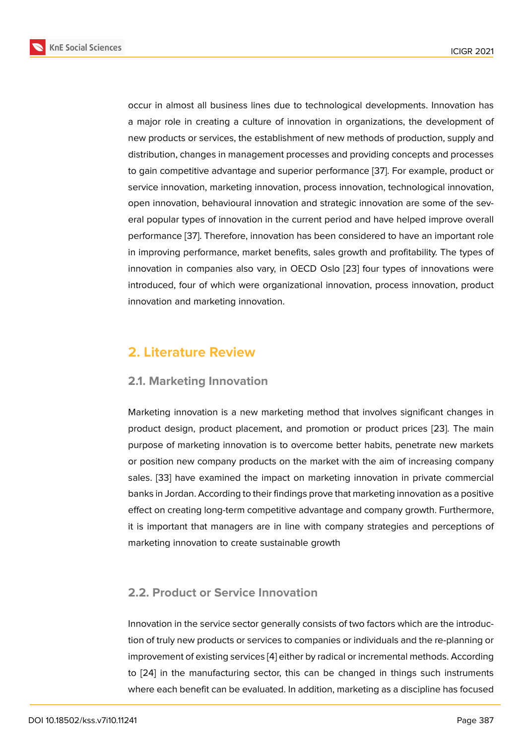occur in almost all business lines due to technological developments. Innovation has a major role in creating a culture of innovation in organizations, the development of new products or services, the establishment of new methods of production, supply and distribution, changes in management processes and providing concepts and processes to gain competitive advantage and superior performance [37]. For example, product or service innovation, marketing innovation, process innovation, technological innovation, open innovation, behavioural innovation and strategic innovation are some of the several popular types of innovation in the current period and have helped improve overall performance [37]. Therefore, innovation has been considered to have an important role in improving performance, market benefits, sales growth and profitability. The types of innovation in companies also vary, in OECD Oslo [23] four types of innovations were introduced, four of which were organizational innovation, process innovation, product innovation and marketing innovation.

## 2. Literature Review

### 2.1. Marketing Innovation

Marketing innovation is a new marketing method that involves significant changes in product design, product placement, and promotion or product prices [23]. The main purpose of marketing innovation is to overcome better habits, penetrate new markets or position new company products on the market with the aim of increasing company sales. [33] have examined the impact on marketing innovation in private commercial banks in Jordan. According to their findings prove that marketing innovation as a positive effect on creating long-term competitive advantage and company growth. Furthermore, it is important that managers are in line with company strategies and perceptions of marketing innovation to create sustainable growth

### 2.2. Product or Service Innovation

Innovation in the service sector generally consists of two factors which are the introduction of truly new products or services to companies or individuals and the re-planning or improvement of existing services [4] either by radical or incremental methods. According to [24] in the manufacturing sector, this can be changed in things such instruments where each benefit can be evaluated. In addition, marketing as a discipline has focused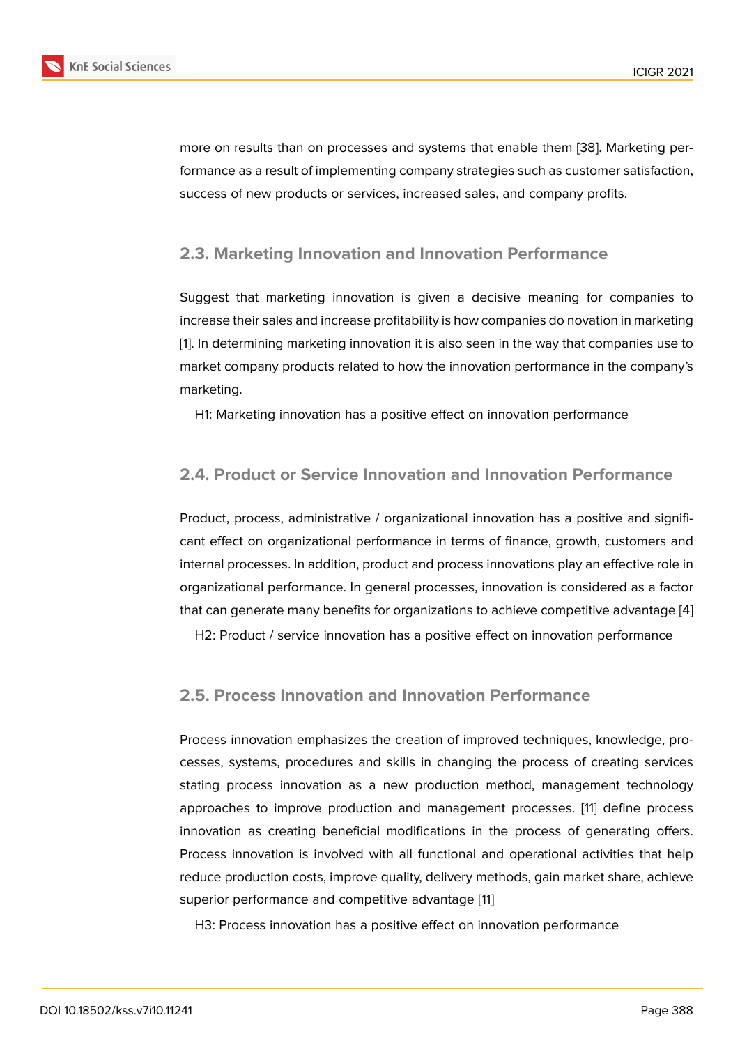more on results than on processes and systems that enable them [38]. Marketing performance as a result of implementing company strategies such as customer satisfaction, success of new products or services, increased sales, and company profits.

## 2.3. Marketing Innovation and Innovation Performance

Suggest that marketing innovation is given a decisive meaning for companies to increase their sales and increase profitability is how companies do novation in marketing [1]. In determining marketing innovation it is also seen in the way that companies use to market company products related to how the innovation performance in the company's marketing.

H1: Marketing innovation has a positive effect on innovation performance

## 2.4. Product or Service Innovation and Innovation Performance

Product, process, administrative / organizational innovation has a positive and significant effect on organizational performance in terms of finance, growth, customers and internal processes. In addition, product and process innovations play an effective role in organizational performance. In general processes, innovation is considered as a factor that can generate many benefits for organizations to achieve competitive advantage [4]

H2: Product / service innovation has a positive effect on innovation performance

## 2.5. Process Innovation and Innovation Performance

Process innovation emphasizes the creation of improved techniques, knowledge, processes, systems, procedures and skills in changing the process of creating services stating process innovation as a new production method, management technology approaches to improve production and management processes. [11] define process innovation as creating beneficial modifications in the process of generating offers. Process innovation is involved with all functional and operational activities that help reduce production costs, improve quality, delivery methods, gain market share, achieve superior performance and competitive advantage [11]

H3: Process innovation has a positive effect on innovation performance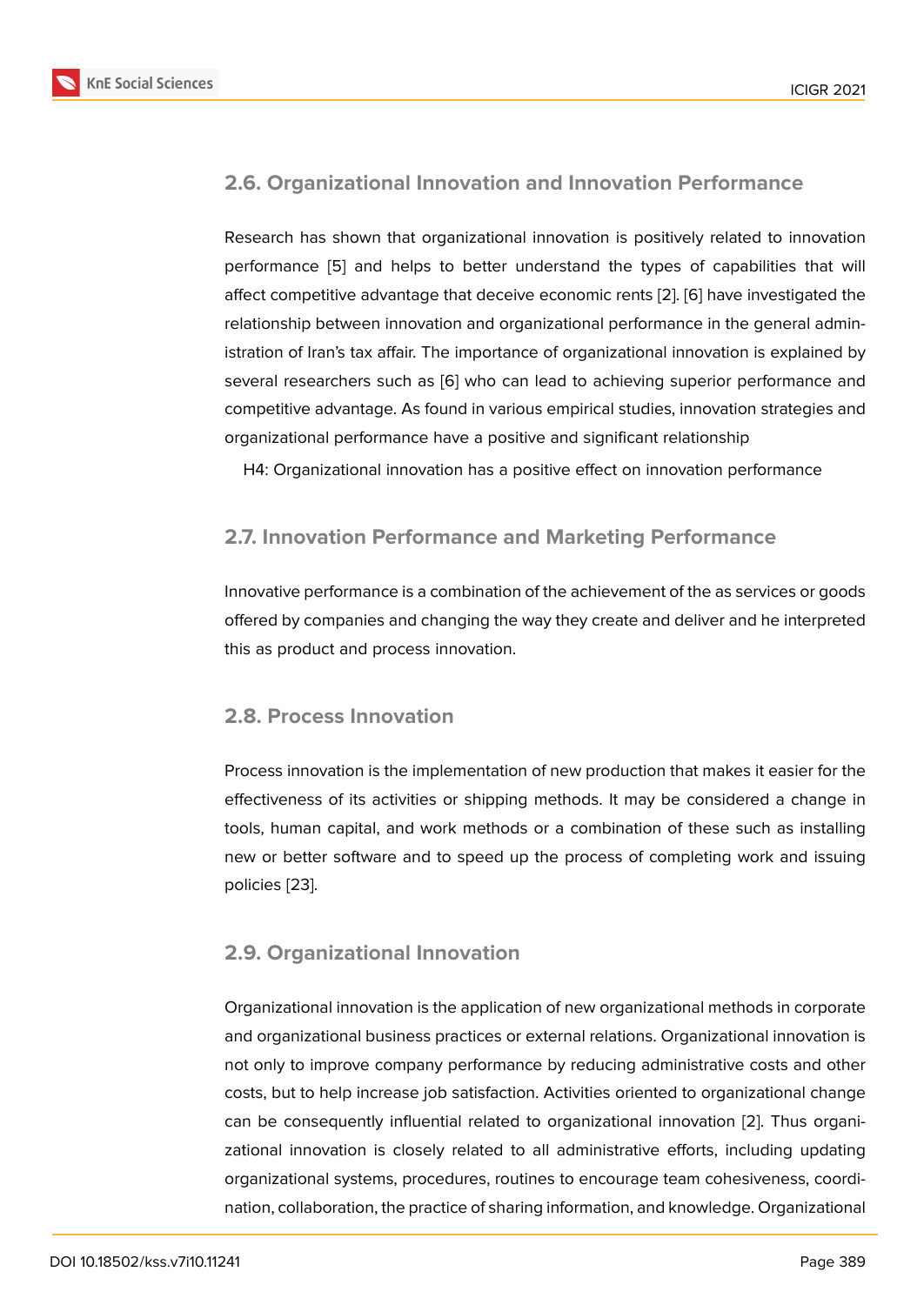### 2.6. Organizational Innovation and Innovation Performance

Research has shown that organizational innovation is positively related to innovation performance [5] and helps to better understand the types of capabilities that will affect competitive advantage that deceive economic rents [2]. [6] have investigated the relationship between innovation and organizational performance in the general administration of Iran's tax affair. The importance of organizational innovation is explained by several researchers such as [6] who can lead to achieving superior performance and competitive advantage. As found in various empirical studies, innovation strategies and organizational performance have a positive and significant relationship

H4: Organizational innovation has a positive effect on innovation performance

### 2.7. Innovation Performance and Marketing Performance

Innovative performance is a combination of the achievement of the as services or goods offered by companies and changing the way they create and deliver and he interpreted this as product and process innovation.

### 2.8. Process Innovation

Process innovation is the implementation of new production that makes it easier for the effectiveness of its activities or shipping methods. It may be considered a change in tools, human capital, and work methods or a combination of these such as installing new or better software and to speed up the process of completing work and issuing policies [23].

### 2.9. Organizational Innovation

Organizational innovation is the application of new organizational methods in corporate and organizational business practices or external relations. Organizational innovation is not only to improve company performance by reducing administrative costs and other costs, but to help increase job satisfaction. Activities oriented to organizational change can be consequently influential related to organizational innovation [2]. Thus organizational innovation is closely related to all administrative efforts, including updating organizational systems, procedures, routines to encourage team cohesiveness, coordination, collaboration, the practice of sharing information, and knowledge. Organizational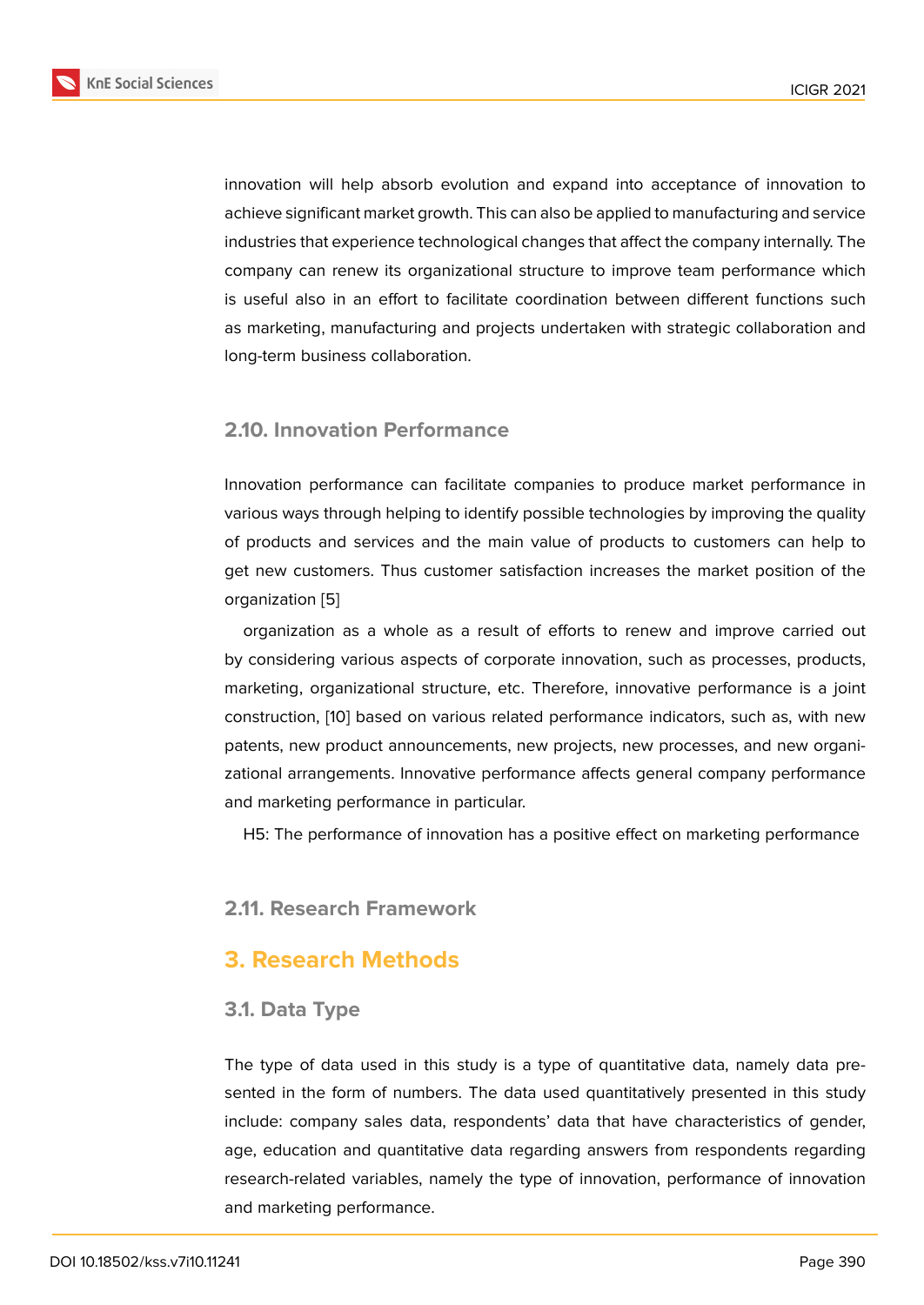innovation will help absorb evolution and expand into acceptance of innovation to achieve significant market growth. This can also be applied to manufacturing and service industries that experience technological changes that affect the company internally. The company can renew its organizational structure to improve team performance which is useful also in an effort to facilitate coordination between different functions such as marketing, manufacturing and projects undertaken with strategic collaboration and long-term business collaboration.

### 2.10. Innovation Performance

Innovation performance can facilitate companies to produce market performance in various ways through helping to identify possible technologies by improving the quality of products and services and the main value of products to customers can help to get new customers. Thus customer satisfaction increases the market position of the organization [5]

organization as a whole as a result of efforts to renew and improve carried out by considering various aspects of corporate innovation, such as processes, products, marketing, organizational structure, etc. Therefore, innovative performance is a joint construction, [10] based on various related performance indicators, such as, with new patents, new product announcements, new projects, new processes, and new organizational arrangements. Innovative performance affects general company performance and marketing performance in particular.

H5: The performance of innovation has a positive effect on marketing performance

### 2.11. Research Framework

## 3. Research Methods

### 3.1. Data Type

The type of data used in this study is a type of quantitative data, namely data presented in the form of numbers. The data used quantitatively presented in this study include: company sales data, respondents' data that have characteristics of gender, age, education and quantitative data regarding answers from respondents regarding research-related variables, namely the type of innovation, performance of innovation and marketing performance.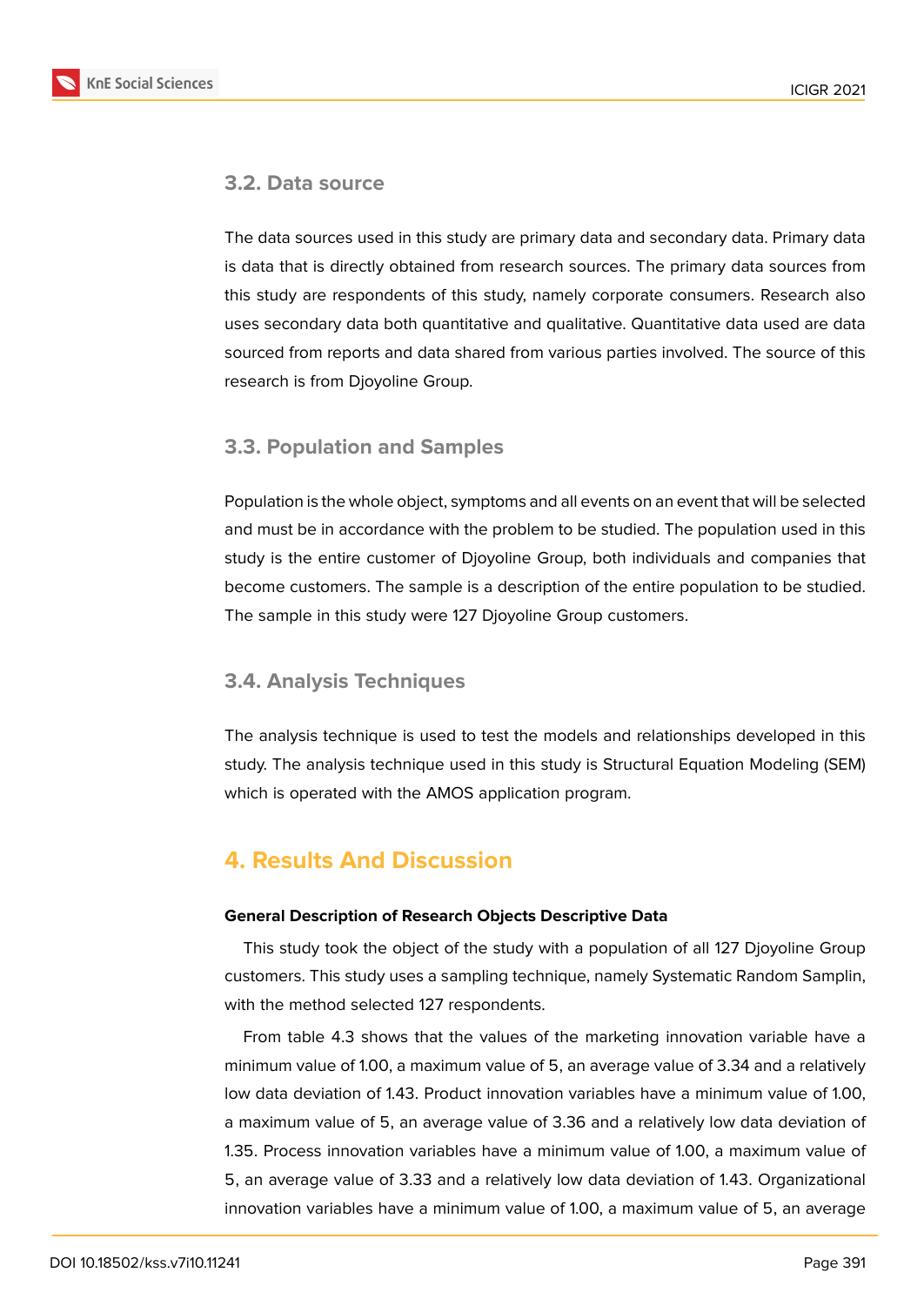### 3.2. Data source

The data sources used in this study are primary data and secondary data. Primary data is data that is directly obtained from research sources. The primary data sources from this study are respondents of this study, namely corporate consumers. Research also uses secondary data both quantitative and qualitative. Quantitative data used are data sourced from reports and data shared from various parties involved. The source of this research is from Djoyoline Group.

### 3.3. Population and Samples

Population is the whole object, symptoms and all events on an event that will be selected and must be in accordance with the problem to be studied. The population used in this study is the entire customer of Djoyoline Group, both individuals and companies that become customers. The sample is a description of the entire population to be studied. The sample in this study were 127 Djoyoline Group customers.

### 3.4. Analysis Techniques

The analysis technique is used to test the models and relationships developed in this study. The analysis technique used in this study is Structural Equation Modeling (SEM) which is operated with the AMOS application program.

## 4. Results And Discussion

**General Description of Research Objects Descriptive Data**

This study took the object of the study with a population of all 127 Djoyoline Group customers. This study uses a sampling technique, namely Systematic Random Samplin, with the method selected 127 respondents.

From table 4.3 shows that the values of the marketing innovation variable have a minimum value of 1.00, a maximum value of 5, an average value of 3.34 and a relatively low data deviation of 1.43. Product innovation variables have a minimum value of 1.00, a maximum value of 5, an average value of 3.36 and a relatively low data deviation of 1.35. Process innovation variables have a minimum value of 1.00, a maximum value of 5, an average value of 3.33 and a relatively low data deviation of 1.43. Organizational innovation variables have a minimum value of 1.00, a maximum value of 5, an average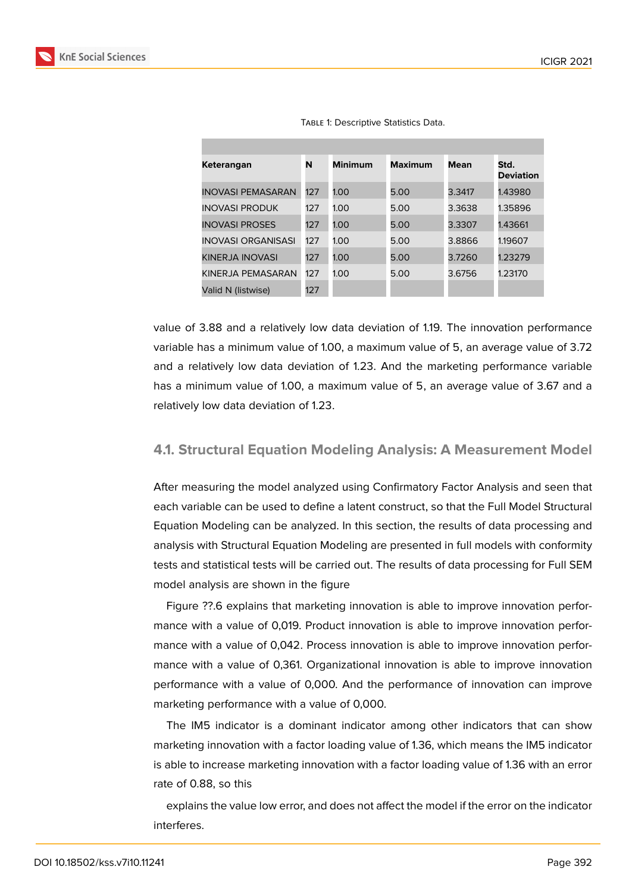Table 1: Descriptive Statistics Data.

| Keterangan | N | Minimum | Maximum | Mean | Std. Deviation |
|---|---|---|---|---|---|
| INOVASI PEMASARAN | 127 | 1.00 | 5.00 | 3.3417 | 1.43980 |
| INOVASI PRODUK | 127 | 1.00 | 5.00 | 3.3638 | 1.35896 |
| INOVASI PROSES | 127 | 1.00 | 5.00 | 3.3307 | 1.43661 |
| INOVASI ORGANISASI | 127 | 1.00 | 5.00 | 3.8866 | 1.19607 |
| KINERJA INOVASI | 127 | 1.00 | 5.00 | 3.7260 | 1.23279 |
| KINERJA PEMASARAN | 127 | 1.00 | 5.00 | 3.6756 | 1.23170 |
| Valid N (listwise) | 127 | | | | |

value of 3.88 and a relatively low data deviation of 1.19. The innovation performance variable has a minimum value of 1.00, a maximum value of 5, an average value of 3.72 and a relatively low data deviation of 1.23. And the marketing performance variable has a minimum value of 1.00, a maximum value of 5, an average value of 3.67 and a relatively low data deviation of 1.23.

## 4.1. Structural Equation Modeling Analysis: A Measurement Model

After measuring the model analyzed using Confirmatory Factor Analysis and seen that each variable can be used to define a latent construct, so that the Full Model Structural Equation Modeling can be analyzed. In this section, the results of data processing and analysis with Structural Equation Modeling are presented in full models with conformity tests and statistical tests will be carried out. The results of data processing for Full SEM model analysis are shown in the figure

Figure ??.6 explains that marketing innovation is able to improve innovation performance with a value of 0,019. Product innovation is able to improve innovation performance with a value of 0,042. Process innovation is able to improve innovation performance with a value of 0,361. Organizational innovation is able to improve innovation performance with a value of 0,000. And the performance of innovation can improve marketing performance with a value of 0,000.

The IM5 indicator is a dominant indicator among other indicators that can show marketing innovation with a factor loading value of 1.36, which means the IM5 indicator is able to increase marketing innovation with a factor loading value of 1.36 with an error rate of 0.88, so this

explains the value low error, and does not affect the model if the error on the indicator interferes.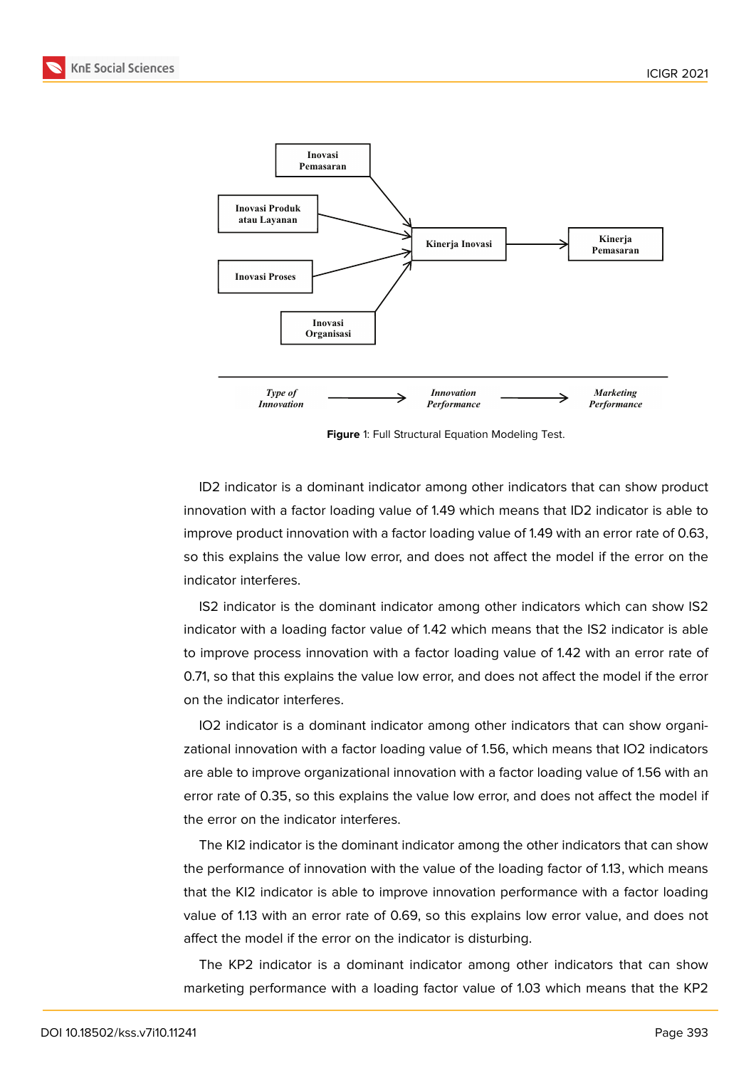Inovasi Pemasaran

Inovasi Produk atau Layanan

Inovasi Proses

Inovasi Organisasi

Kinerja Inovasi

Kinerja Pemasaran

*Type of Innovation* → *Innovation Performance* → *Marketing Performance*

**Figure** 1: Full Structural Equation Modeling Test.

ID2 indicator is a dominant indicator among other indicators that can show product innovation with a factor loading value of 1.49 which means that ID2 indicator is able to improve product innovation with a factor loading value of 1.49 with an error rate of 0.63, so this explains the value low error, and does not affect the model if the error on the indicator interferes.

IS2 indicator is the dominant indicator among other indicators which can show IS2 indicator with a loading factor value of 1.42 which means that the IS2 indicator is able to improve process innovation with a factor loading value of 1.42 with an error rate of 0.71, so that this explains the value low error, and does not affect the model if the error on the indicator interferes.

IO2 indicator is a dominant indicator among other indicators that can show organizational innovation with a factor loading value of 1.56, which means that IO2 indicators are able to improve organizational innovation with a factor loading value of 1.56 with an error rate of 0.35, so this explains the value low error, and does not affect the model if the error on the indicator interferes.

The KI2 indicator is the dominant indicator among the other indicators that can show the performance of innovation with the value of the loading factor of 1.13, which means that the KI2 indicator is able to improve innovation performance with a factor loading value of 1.13 with an error rate of 0.69, so this explains low error value, and does not affect the model if the error on the indicator is disturbing.

The KP2 indicator is a dominant indicator among other indicators that can show marketing performance with a loading factor value of 1.03 which means that the KP2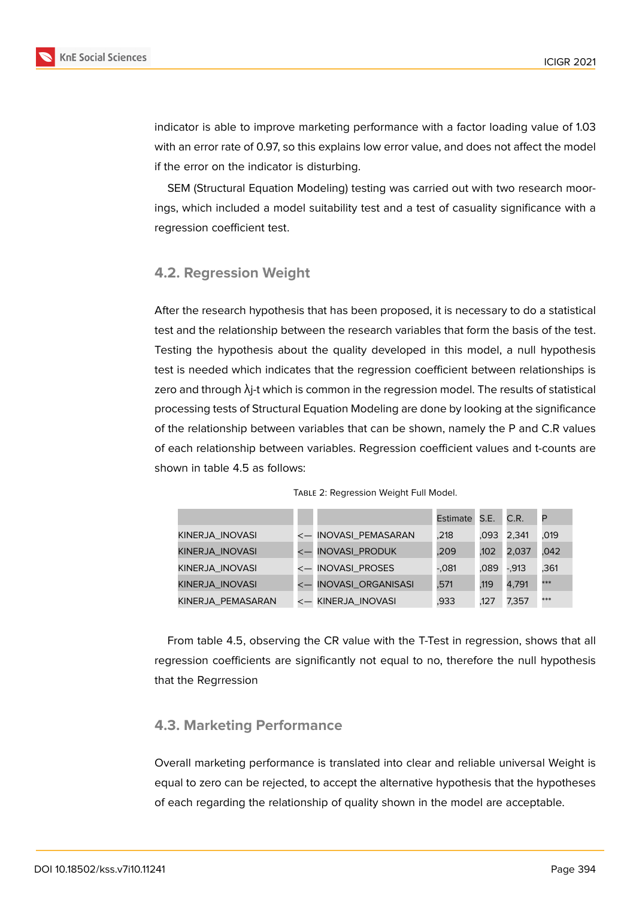indicator is able to improve marketing performance with a factor loading value of 1.03 with an error rate of 0.97, so this explains low error value, and does not affect the model if the error on the indicator is disturbing.

SEM (Structural Equation Modeling) testing was carried out with two research moorings, which included a model suitability test and a test of casuality significance with a regression coefficient test.

## 4.2. Regression Weight

After the research hypothesis that has been proposed, it is necessary to do a statistical test and the relationship between the research variables that form the basis of the test. Testing the hypothesis about the quality developed in this model, a null hypothesis test is needed which indicates that the regression coefficient between relationships is zero and through λj-t which is common in the regression model. The results of statistical processing tests of Structural Equation Modeling are done by looking at the significance of the relationship between variables that can be shown, namely the P and C.R values of each relationship between variables. Regression coefficient values and t-counts are shown in table 4.5 as follows:

Table 2: Regression Weight Full Model.

| | | | Estimate | S.E. | C.R. | P |
|---|---|---|---|---|---|---|
| KINERJA_INOVASI | <— | INOVASI_PEMASARAN | ,218 | ,093 | 2,341 | ,019 |
| KINERJA_INOVASI | <— | INOVASI_PRODUK | ,209 | ,102 | 2,037 | ,042 |
| KINERJA_INOVASI | <— | INOVASI_PROSES | -,081 | ,089 | -,913 | ,361 |
| KINERJA_INOVASI | <— | INOVASI_ORGANISASI | ,571 | ,119 | 4,791 | *** |
| KINERJA_PEMASARAN | <— | KINERJA_INOVASI | ,933 | ,127 | 7,357 | *** |

From table 4.5, observing the CR value with the T-Test in regression, shows that all regression coefficients are significantly not equal to no, therefore the null hypothesis that the Regrression

## 4.3. Marketing Performance

Overall marketing performance is translated into clear and reliable universal Weight is equal to zero can be rejected, to accept the alternative hypothesis that the hypotheses of each regarding the relationship of quality shown in the model are acceptable.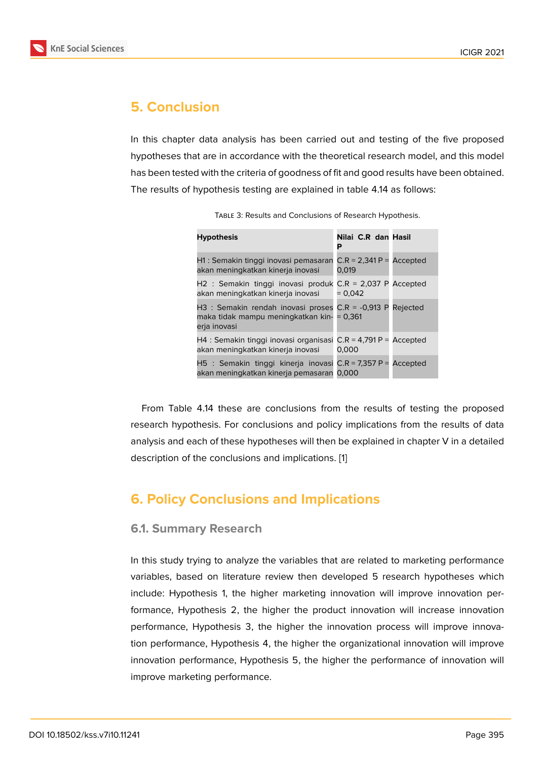## 5. Conclusion

In this chapter data analysis has been carried out and testing of the five proposed hypotheses that are in accordance with the theoretical research model, and this model has been tested with the criteria of goodness of fit and good results have been obtained. The results of hypothesis testing are explained in table 4.14 as follows:

Table 3: Results and Conclusions of Research Hypothesis.

| Hypothesis | Nilai C.R dan P | Hasil |
|---|---|---|
| H1 : Semakin tinggi inovasi pemasaran akan meningkatkan kinerja inovasi | C.R = 2,341 P = 0,019 | Accepted |
| H2 : Semakin tinggi inovasi produk akan meningkatkan kinerja inovasi | C.R = 2,037 P = 0,042 | Accepted |
| H3 : Semakin rendah inovasi proses maka tidak mampu meningkatkan kinerja inovasi | C.R = -0,913 P = 0,361 | Rejected |
| H4 : Semakin tinggi inovasi organisasi akan meningkatkan kinerja inovasi | C.R = 4,791 P = 0,000 | Accepted |
| H5 : Semakin tinggi kinerja inovasi akan meningkatkan kinerja pemasaran | C.R = 7,357 P = 0,000 | Accepted |

From Table 4.14 these are conclusions from the results of testing the proposed research hypothesis. For conclusions and policy implications from the results of data analysis and each of these hypotheses will then be explained in chapter V in a detailed description of the conclusions and implications. [1]

## 6. Policy Conclusions and Implications

### 6.1. Summary Research

In this study trying to analyze the variables that are related to marketing performance variables, based on literature review then developed 5 research hypotheses which include: Hypothesis 1, the higher marketing innovation will improve innovation performance, Hypothesis 2, the higher the product innovation will increase innovation performance, Hypothesis 3, the higher the innovation process will improve innovation performance, Hypothesis 4, the higher the organizational innovation will improve innovation performance, Hypothesis 5, the higher the performance of innovation will improve marketing performance.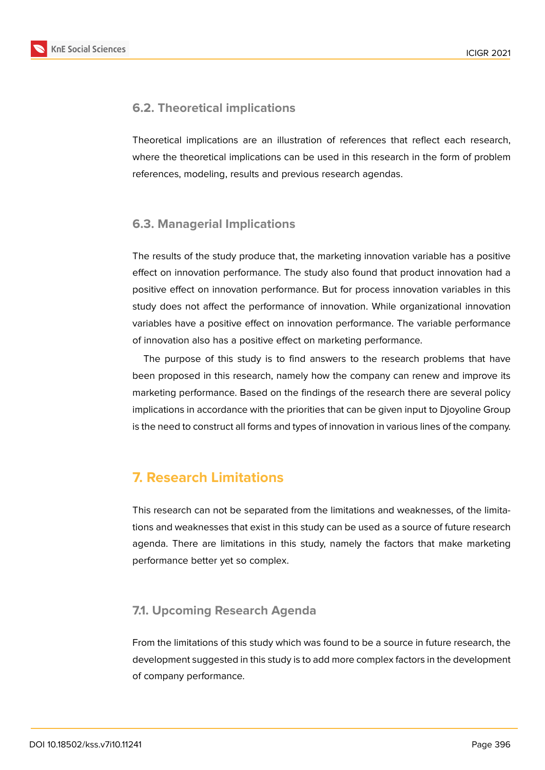### 6.2. Theoretical implications

Theoretical implications are an illustration of references that reflect each research, where the theoretical implications can be used in this research in the form of problem references, modeling, results and previous research agendas.

### 6.3. Managerial Implications

The results of the study produce that, the marketing innovation variable has a positive effect on innovation performance. The study also found that product innovation had a positive effect on innovation performance. But for process innovation variables in this study does not affect the performance of innovation. While organizational innovation variables have a positive effect on innovation performance. The variable performance of innovation also has a positive effect on marketing performance.

The purpose of this study is to find answers to the research problems that have been proposed in this research, namely how the company can renew and improve its marketing performance. Based on the findings of the research there are several policy implications in accordance with the priorities that can be given input to Djoyoline Group is the need to construct all forms and types of innovation in various lines of the company.

## 7. Research Limitations

This research can not be separated from the limitations and weaknesses, of the limitations and weaknesses that exist in this study can be used as a source of future research agenda. There are limitations in this study, namely the factors that make marketing performance better yet so complex.

### 7.1. Upcoming Research Agenda

From the limitations of this study which was found to be a source in future research, the development suggested in this study is to add more complex factors in the development of company performance.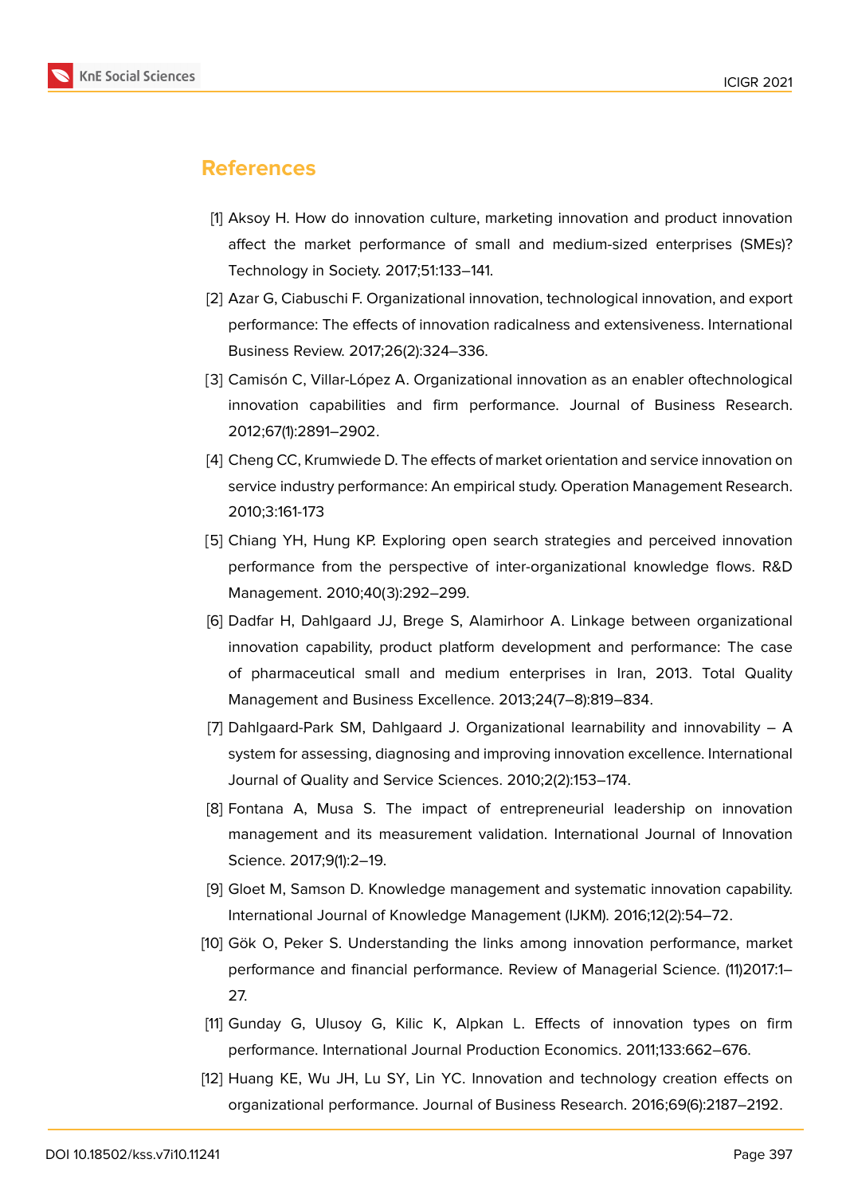## References

[1] Aksoy H. How do innovation culture, marketing innovation and product innovation affect the market performance of small and medium-sized enterprises (SMEs)? Technology in Society. 2017;51:133–141.

[2] Azar G, Ciabuschi F. Organizational innovation, technological innovation, and export performance: The effects of innovation radicalness and extensiveness. International Business Review. 2017;26(2):324–336.

[3] Camisón C, Villar-López A. Organizational innovation as an enabler oftechnological innovation capabilities and firm performance. Journal of Business Research. 2012;67(1):2891–2902.

[4] Cheng CC, Krumwiede D. The effects of market orientation and service innovation on service industry performance: An empirical study. Operation Management Research. 2010;3:161-173

[5] Chiang YH, Hung KP. Exploring open search strategies and perceived innovation performance from the perspective of inter-organizational knowledge flows. R&D Management. 2010;40(3):292–299.

[6] Dadfar H, Dahlgaard JJ, Brege S, Alamirhoor A. Linkage between organizational innovation capability, product platform development and performance: The case of pharmaceutical small and medium enterprises in Iran, 2013. Total Quality Management and Business Excellence. 2013;24(7–8):819–834.

[7] Dahlgaard-Park SM, Dahlgaard J. Organizational learnability and innovability – A system for assessing, diagnosing and improving innovation excellence. International Journal of Quality and Service Sciences. 2010;2(2):153–174.

[8] Fontana A, Musa S. The impact of entrepreneurial leadership on innovation management and its measurement validation. International Journal of Innovation Science. 2017;9(1):2–19.

[9] Gloet M, Samson D. Knowledge management and systematic innovation capability. International Journal of Knowledge Management (IJKM). 2016;12(2):54–72.

[10] Gök O, Peker S. Understanding the links among innovation performance, market performance and financial performance. Review of Managerial Science. (11)2017:1–27.

[11] Gunday G, Ulusoy G, Kilic K, Alpkan L. Effects of innovation types on firm performance. International Journal Production Economics. 2011;133:662–676.

[12] Huang KE, Wu JH, Lu SY, Lin YC. Innovation and technology creation effects on organizational performance. Journal of Business Research. 2016;69(6):2187–2192.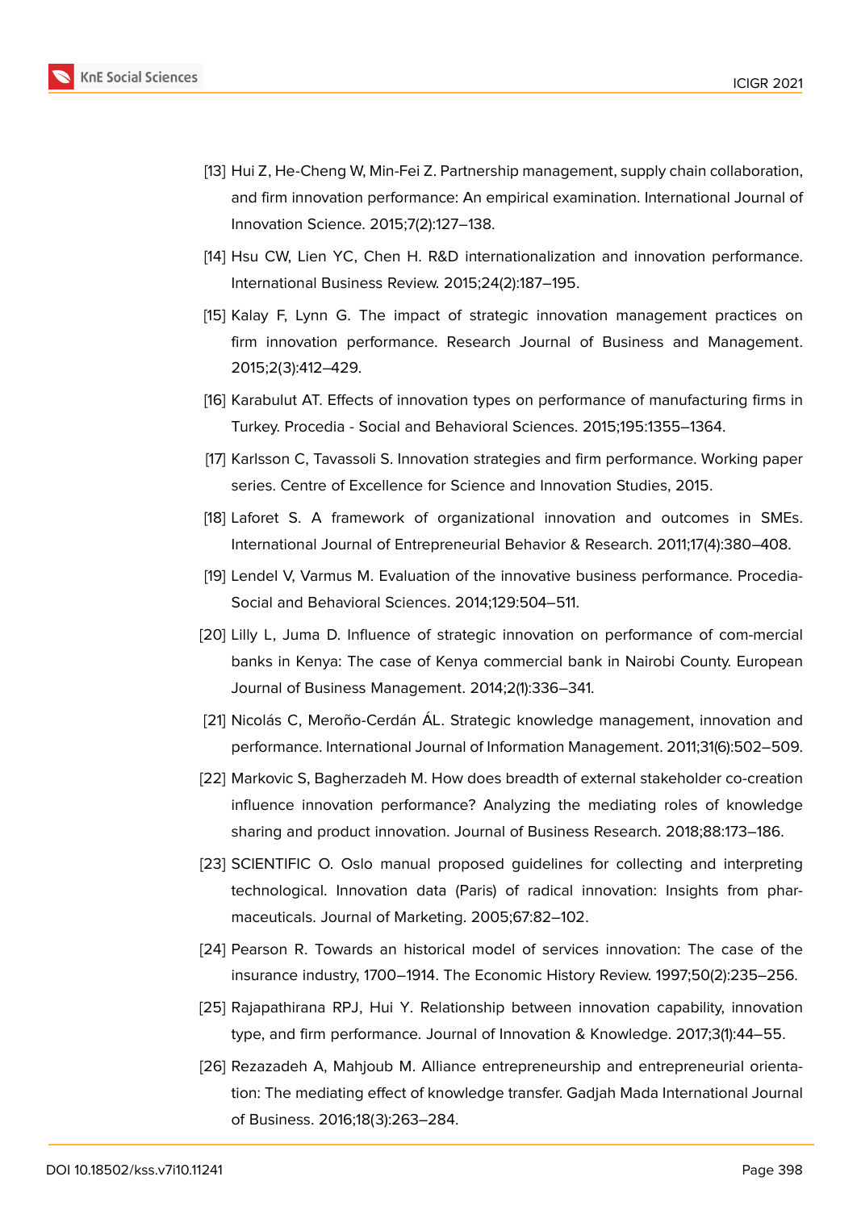[13] Hui Z, He-Cheng W, Min-Fei Z. Partnership management, supply chain collaboration, and firm innovation performance: An empirical examination. International Journal of Innovation Science. 2015;7(2):127–138.

[14] Hsu CW, Lien YC, Chen H. R&D internationalization and innovation performance. International Business Review. 2015;24(2):187–195.

[15] Kalay F, Lynn G. The impact of strategic innovation management practices on firm innovation performance. Research Journal of Business and Management. 2015;2(3):412–429.

[16] Karabulut AT. Effects of innovation types on performance of manufacturing firms in Turkey. Procedia - Social and Behavioral Sciences. 2015;195:1355–1364.

[17] Karlsson C, Tavassoli S. Innovation strategies and firm performance. Working paper series. Centre of Excellence for Science and Innovation Studies, 2015.

[18] Laforet S. A framework of organizational innovation and outcomes in SMEs. International Journal of Entrepreneurial Behavior & Research. 2011;17(4):380–408.

[19] Lendel V, Varmus M. Evaluation of the innovative business performance. Procedia-Social and Behavioral Sciences. 2014;129:504–511.

[20] Lilly L, Juma D. Influence of strategic innovation on performance of com-mercial banks in Kenya: The case of Kenya commercial bank in Nairobi County. European Journal of Business Management. 2014;2(1):336–341.

[21] Nicolás C, Meroño-Cerdán ÁL. Strategic knowledge management, innovation and performance. International Journal of Information Management. 2011;31(6):502–509.

[22] Markovic S, Bagherzadeh M. How does breadth of external stakeholder co-creation influence innovation performance? Analyzing the mediating roles of knowledge sharing and product innovation. Journal of Business Research. 2018;88:173–186.

[23] SCIENTIFIC O. Oslo manual proposed guidelines for collecting and interpreting technological. Innovation data (Paris) of radical innovation: Insights from pharmaceuticals. Journal of Marketing. 2005;67:82–102.

[24] Pearson R. Towards an historical model of services innovation: The case of the insurance industry, 1700–1914. The Economic History Review. 1997;50(2):235–256.

[25] Rajapathirana RPJ, Hui Y. Relationship between innovation capability, innovation type, and firm performance. Journal of Innovation & Knowledge. 2017;3(1):44–55.

[26] Rezazadeh A, Mahjoub M. Alliance entrepreneurship and entrepreneurial orientation: The mediating effect of knowledge transfer. Gadjah Mada International Journal of Business. 2016;18(3):263–284.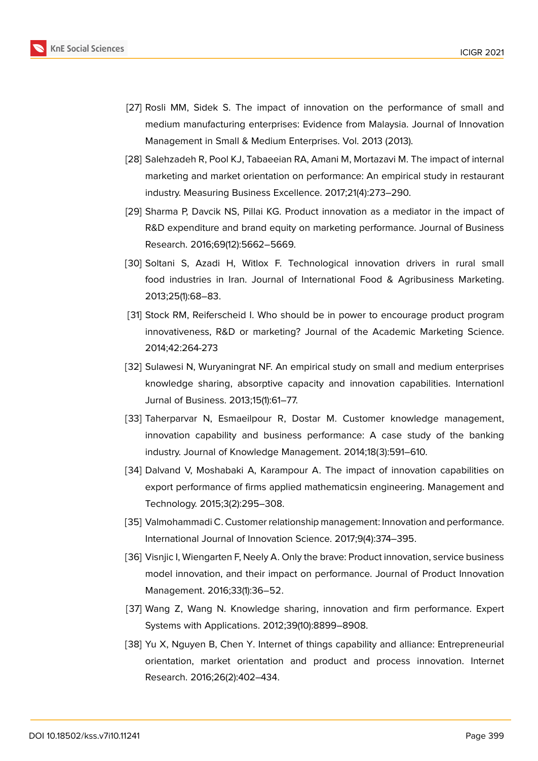[27] Rosli MM, Sidek S. The impact of innovation on the performance of small and medium manufacturing enterprises: Evidence from Malaysia. Journal of Innovation Management in Small & Medium Enterprises. Vol. 2013 (2013).

[28] Salehzadeh R, Pool KJ, Tabaeeian RA, Amani M, Mortazavi M. The impact of internal marketing and market orientation on performance: An empirical study in restaurant industry. Measuring Business Excellence. 2017;21(4):273–290.

[29] Sharma P, Davcik NS, Pillai KG. Product innovation as a mediator in the impact of R&D expenditure and brand equity on marketing performance. Journal of Business Research. 2016;69(12):5662–5669.

[30] Soltani S, Azadi H, Witlox F. Technological innovation drivers in rural small food industries in Iran. Journal of International Food & Agribusiness Marketing. 2013;25(1):68–83.

[31] Stock RM, Reiferscheid I. Who should be in power to encourage product program innovativeness, R&D or marketing? Journal of the Academic Marketing Science. 2014;42:264-273

[32] Sulawesi N, Wuryaningrat NF. An empirical study on small and medium enterprises knowledge sharing, absorptive capacity and innovation capabilities. Internationl Jurnal of Business. 2013;15(1):61–77.

[33] Taherparvar N, Esmaeilpour R, Dostar M. Customer knowledge management, innovation capability and business performance: A case study of the banking industry. Journal of Knowledge Management. 2014;18(3):591–610.

[34] Dalvand V, Moshabaki A, Karampour A. The impact of innovation capabilities on export performance of firms applied mathematicsin engineering. Management and Technology. 2015;3(2):295–308.

[35] Valmohammadi C. Customer relationship management: Innovation and performance. International Journal of Innovation Science. 2017;9(4):374–395.

[36] Visnjic I, Wiengarten F, Neely A. Only the brave: Product innovation, service business model innovation, and their impact on performance. Journal of Product Innovation Management. 2016;33(1):36–52.

[37] Wang Z, Wang N. Knowledge sharing, innovation and firm performance. Expert Systems with Applications. 2012;39(10):8899–8908.

[38] Yu X, Nguyen B, Chen Y. Internet of things capability and alliance: Entrepreneurial orientation, market orientation and product and process innovation. Internet Research. 2016;26(2):402–434.